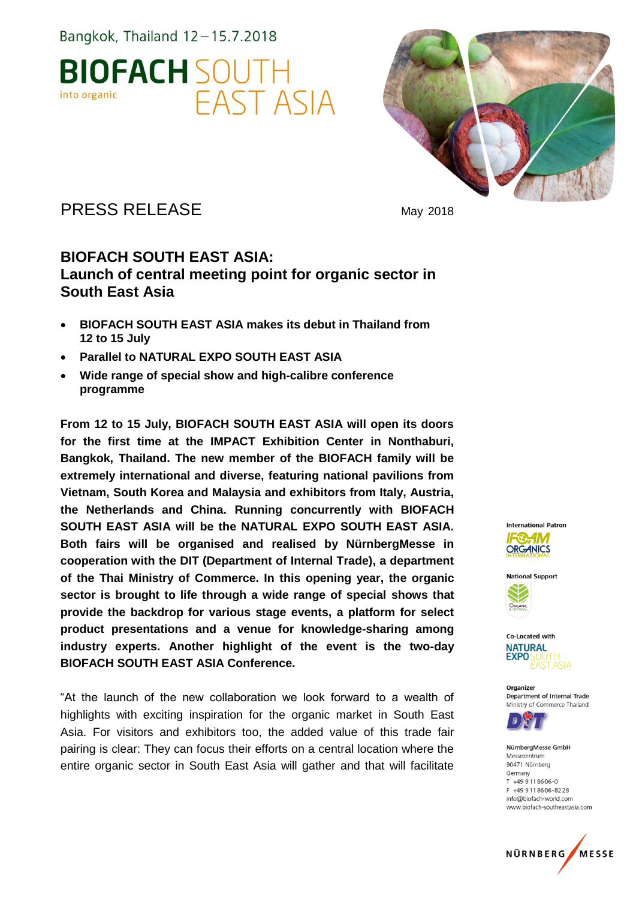Bangkok, Thailand 12 – 15.7.2018

**BIOFACH** SOUTH EAST ASIA

into organic

PRESS RELEASE

May 2018

## BIOFACH SOUTH EAST ASIA: Launch of central meeting point for organic sector in South East Asia

- **BIOFACH SOUTH EAST ASIA makes its debut in Thailand from 12 to 15 July**
- **Parallel to NATURAL EXPO SOUTH EAST ASIA**
- **Wide range of special show and high-calibre conference programme**

**From 12 to 15 July, BIOFACH SOUTH EAST ASIA will open its doors for the first time at the IMPACT Exhibition Center in Nonthaburi, Bangkok, Thailand. The new member of the BIOFACH family will be extremely international and diverse, featuring national pavilions from Vietnam, South Korea and Malaysia and exhibitors from Italy, Austria, the Netherlands and China. Running concurrently with BIOFACH SOUTH EAST ASIA will be the NATURAL EXPO SOUTH EAST ASIA. Both fairs will be organised and realised by NürnbergMesse in cooperation with the DIT (Department of Internal Trade), a department of the Thai Ministry of Commerce. In this opening year, the organic sector is brought to life through a wide range of special shows that provide the backdrop for various stage events, a platform for select product presentations and a venue for knowledge-sharing among industry experts. Another highlight of the event is the two-day BIOFACH SOUTH EAST ASIA Conference.**

"At the launch of the new collaboration we look forward to a wealth of highlights with exciting inspiration for the organic market in South East Asia. For visitors and exhibitors too, the added value of this trade fair pairing is clear: They can focus their efforts on a central location where the entire organic sector in South East Asia will gather and that will facilitate

International Patron
IFOAM ORGANICS INTERNATIONAL

National Support

Co-Located with
NATURAL EXPO SOUTH EAST ASIA

Organizer
Department of Internal Trade
Ministry of Commerce Thailand

NürnbergMesse GmbH
Messezentrum
90471 Nürnberg
Germany
T +49 9 11 86 06-0
F +49 9 11 86 06-82 28
info@biofach-world.com
www.biofach-southeastasia.com

NÜRNBERG MESSE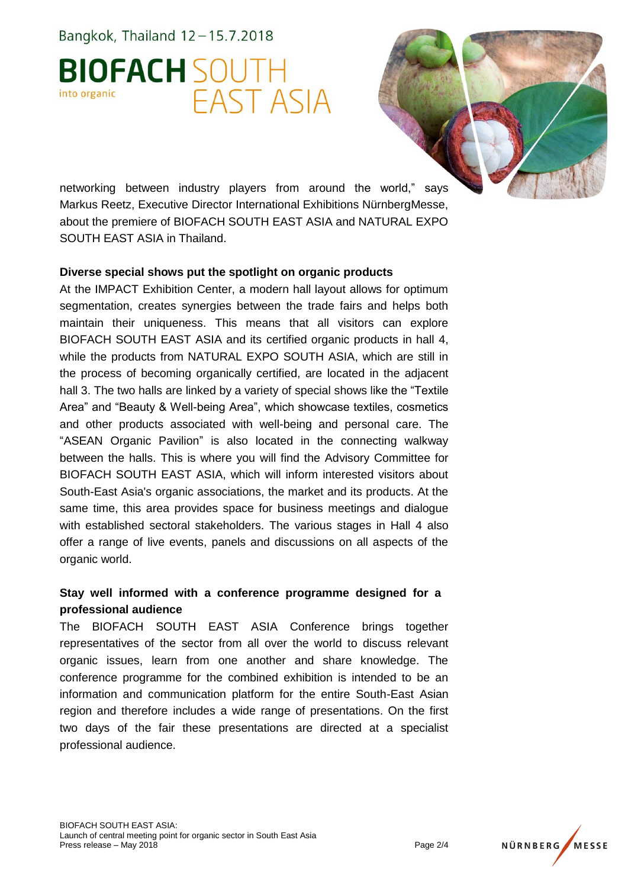networking between industry players from around the world," says Markus Reetz, Executive Director International Exhibitions NürnbergMesse, about the premiere of BIOFACH SOUTH EAST ASIA and NATURAL EXPO SOUTH EAST ASIA in Thailand.

**Diverse special shows put the spotlight on organic products**

At the IMPACT Exhibition Center, a modern hall layout allows for optimum segmentation, creates synergies between the trade fairs and helps both maintain their uniqueness. This means that all visitors can explore BIOFACH SOUTH EAST ASIA and its certified organic products in hall 4, while the products from NATURAL EXPO SOUTH ASIA, which are still in the process of becoming organically certified, are located in the adjacent hall 3. The two halls are linked by a variety of special shows like the "Textile Area" and "Beauty & Well-being Area", which showcase textiles, cosmetics and other products associated with well-being and personal care. The "ASEAN Organic Pavilion" is also located in the connecting walkway between the halls. This is where you will find the Advisory Committee for BIOFACH SOUTH EAST ASIA, which will inform interested visitors about South-East Asia's organic associations, the market and its products. At the same time, this area provides space for business meetings and dialogue with established sectoral stakeholders. The various stages in Hall 4 also offer a range of live events, panels and discussions on all aspects of the organic world.

**Stay well informed with a conference programme designed for a professional audience**

The BIOFACH SOUTH EAST ASIA Conference brings together representatives of the sector from all over the world to discuss relevant organic issues, learn from one another and share knowledge. The conference programme for the combined exhibition is intended to be an information and communication platform for the entire South-East Asian region and therefore includes a wide range of presentations. On the first two days of the fair these presentations are directed at a specialist professional audience.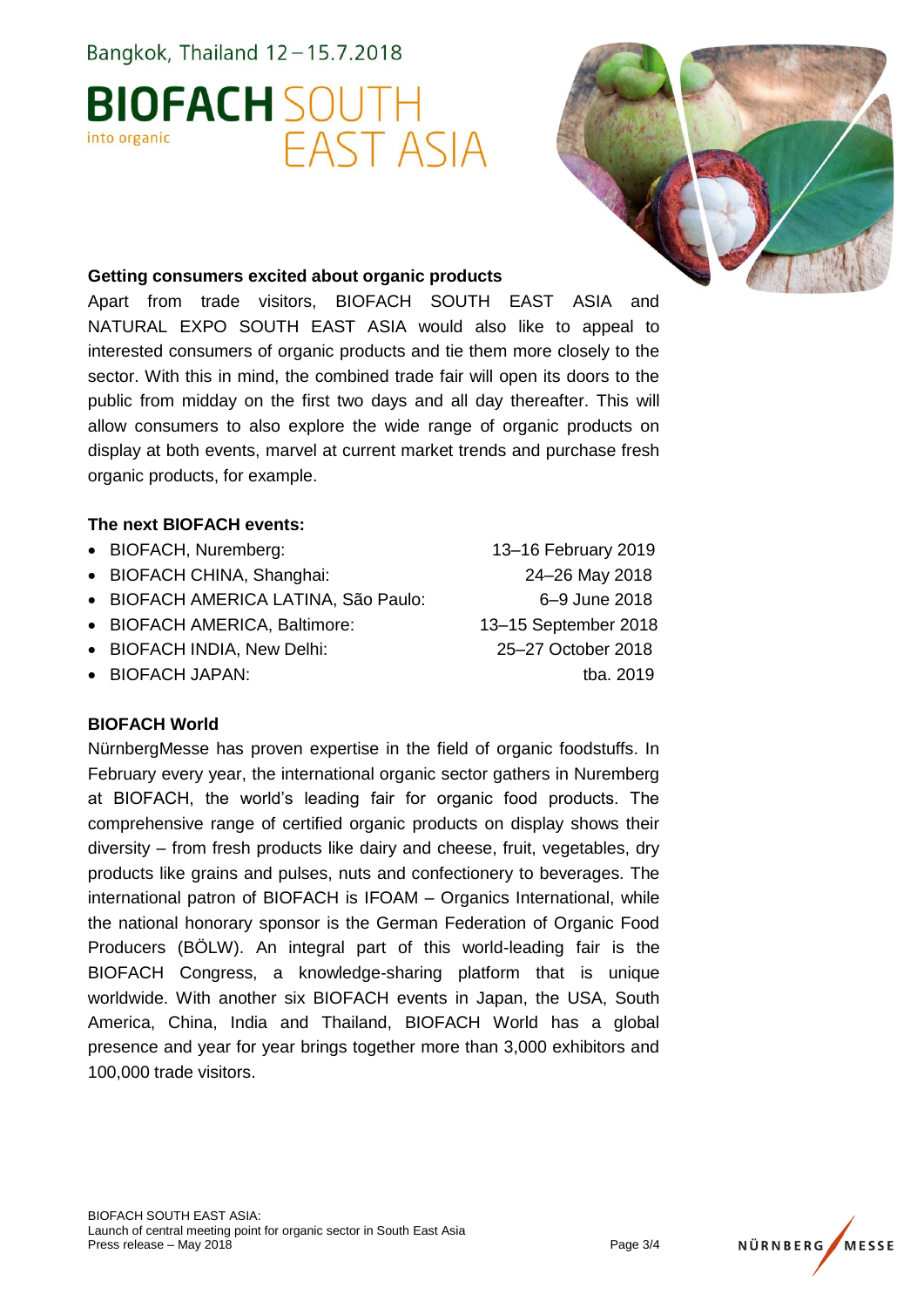## Getting consumers excited about organic products

Apart from trade visitors, BIOFACH SOUTH EAST ASIA and NATURAL EXPO SOUTH EAST ASIA would also like to appeal to interested consumers of organic products and tie them more closely to the sector. With this in mind, the combined trade fair will open its doors to the public from midday on the first two days and all day thereafter. This will allow consumers to also explore the wide range of organic products on display at both events, marvel at current market trends and purchase fresh organic products, for example.

## The next BIOFACH events:

- BIOFACH, Nuremberg: 13–16 February 2019
- BIOFACH CHINA, Shanghai: 24–26 May 2018
- BIOFACH AMERICA LATINA, São Paulo: 6–9 June 2018
- BIOFACH AMERICA, Baltimore: 13–15 September 2018
- BIOFACH INDIA, New Delhi: 25–27 October 2018
- BIOFACH JAPAN: tba. 2019

## BIOFACH World

NürnbergMesse has proven expertise in the field of organic foodstuffs. In February every year, the international organic sector gathers in Nuremberg at BIOFACH, the world's leading fair for organic food products. The comprehensive range of certified organic products on display shows their diversity – from fresh products like dairy and cheese, fruit, vegetables, dry products like grains and pulses, nuts and confectionery to beverages. The international patron of BIOFACH is IFOAM – Organics International, while the national honorary sponsor is the German Federation of Organic Food Producers (BÖLW). An integral part of this world-leading fair is the BIOFACH Congress, a knowledge-sharing platform that is unique worldwide. With another six BIOFACH events in Japan, the USA, South America, China, India and Thailand, BIOFACH World has a global presence and year for year brings together more than 3,000 exhibitors and 100,000 trade visitors.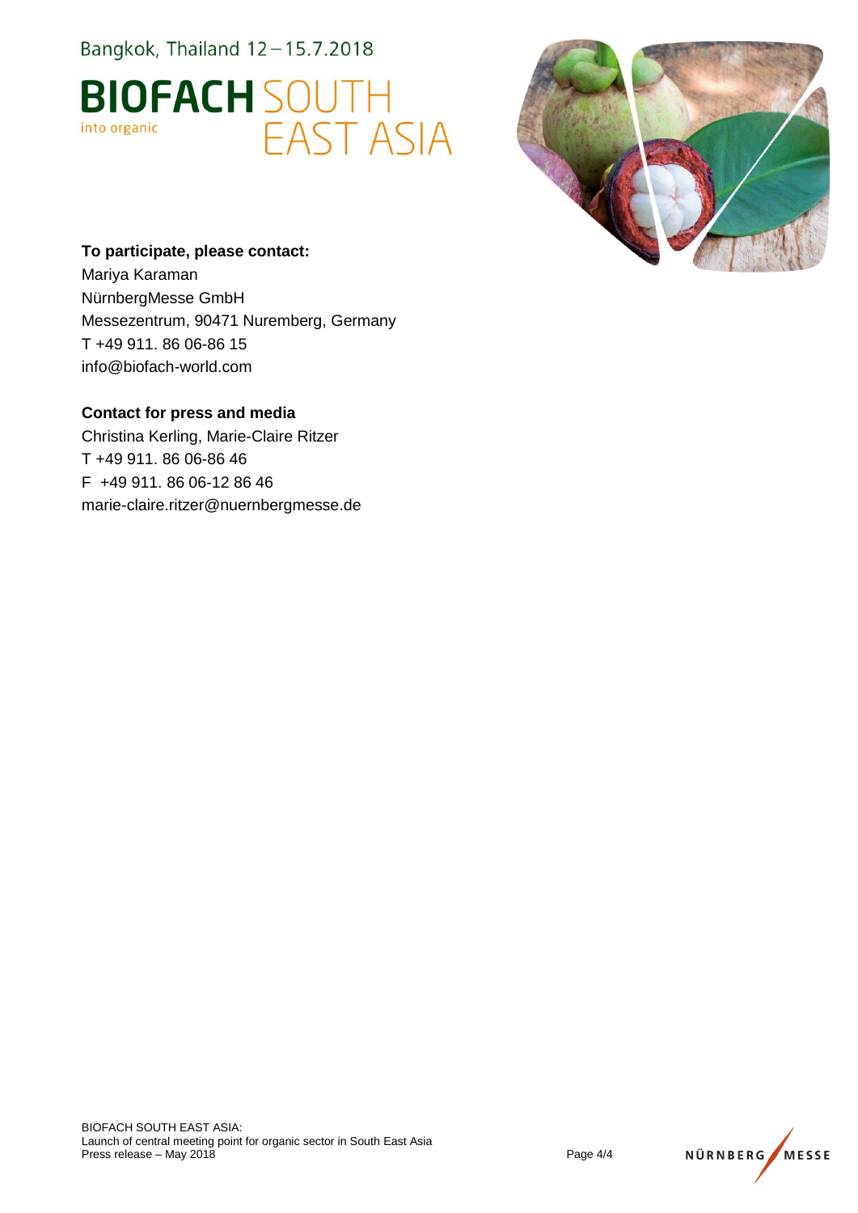**To participate, please contact:**
Mariya Karaman
NürnbergMesse GmbH
Messezentrum, 90471 Nuremberg, Germany
T +49 911. 86 06-86 15
info@biofach-world.com

**Contact for press and media**
Christina Kerling, Marie-Claire Ritzer
T +49 911. 86 06-86 46
F +49 911. 86 06-12 86 46
marie-claire.ritzer@nuernbergmesse.de